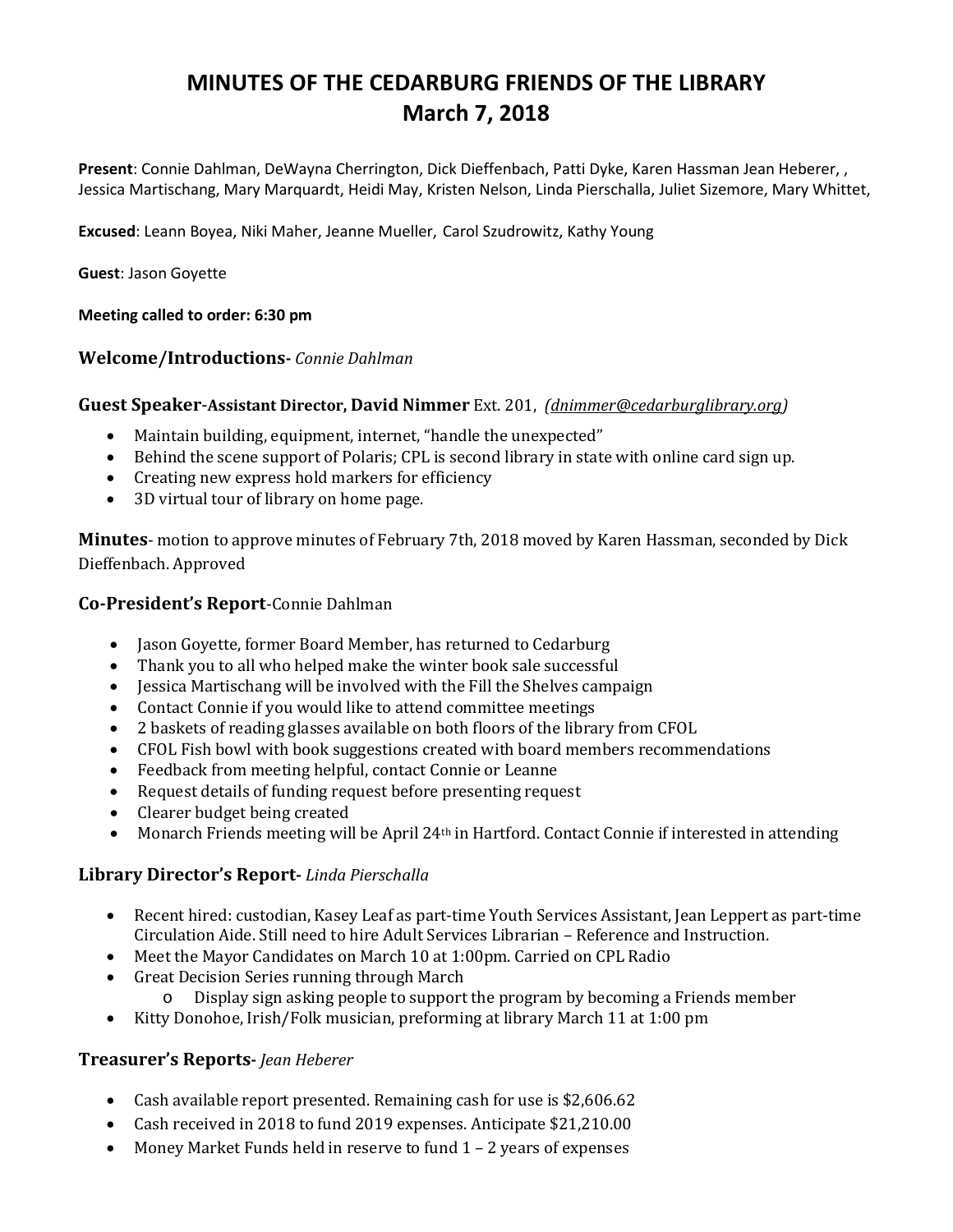# MINUTES OF THE CEDARBURG FRIENDS OF THE LIBRARY
# March 7, 2018

**Present**: Connie Dahlman, DeWayna Cherrington, Dick Dieffenbach, Patti Dyke, Karen Hassman Jean Heberer, , Jessica Martischang, Mary Marquardt, Heidi May, Kristen Nelson, Linda Pierschalla, Juliet Sizemore, Mary Whittet,

**Excused**: Leann Boyea, Niki Maher, Jeanne Mueller, Carol Szudrowitz, Kathy Young

**Guest**: Jason Goyette

**Meeting called to order: 6:30 pm**

### Welcome/Introductions- *Connie Dahlman*

### Guest Speaker-Assistant Director, David Nimmer Ext. 201, *(dnimmer@cedarburglibrary.org)*

- Maintain building, equipment, internet, "handle the unexpected"
- Behind the scene support of Polaris; CPL is second library in state with online card sign up.
- Creating new express hold markers for efficiency
- 3D virtual tour of library on home page.

**Minutes**- motion to approve minutes of February 7th, 2018 moved by Karen Hassman, seconded by Dick Dieffenbach. Approved

### Co-President's Report-Connie Dahlman

- Jason Goyette, former Board Member, has returned to Cedarburg
- Thank you to all who helped make the winter book sale successful
- Jessica Martischang will be involved with the Fill the Shelves campaign
- Contact Connie if you would like to attend committee meetings
- 2 baskets of reading glasses available on both floors of the library from CFOL
- CFOL Fish bowl with book suggestions created with board members recommendations
- Feedback from meeting helpful, contact Connie or Leanne
- Request details of funding request before presenting request
- Clearer budget being created
- Monarch Friends meeting will be April 24th in Hartford. Contact Connie if interested in attending

### Library Director's Report- *Linda Pierschalla*

- Recent hired: custodian, Kasey Leaf as part-time Youth Services Assistant, Jean Leppert as part-time Circulation Aide. Still need to hire Adult Services Librarian – Reference and Instruction.
- Meet the Mayor Candidates on March 10 at 1:00pm. Carried on CPL Radio
- Great Decision Series running through March
  - Display sign asking people to support the program by becoming a Friends member
- Kitty Donohoe, Irish/Folk musician, preforming at library March 11 at 1:00 pm

### Treasurer's Reports- *Jean Heberer*

- Cash available report presented. Remaining cash for use is $2,606.62
- Cash received in 2018 to fund 2019 expenses. Anticipate $21,210.00
- Money Market Funds held in reserve to fund 1 – 2 years of expenses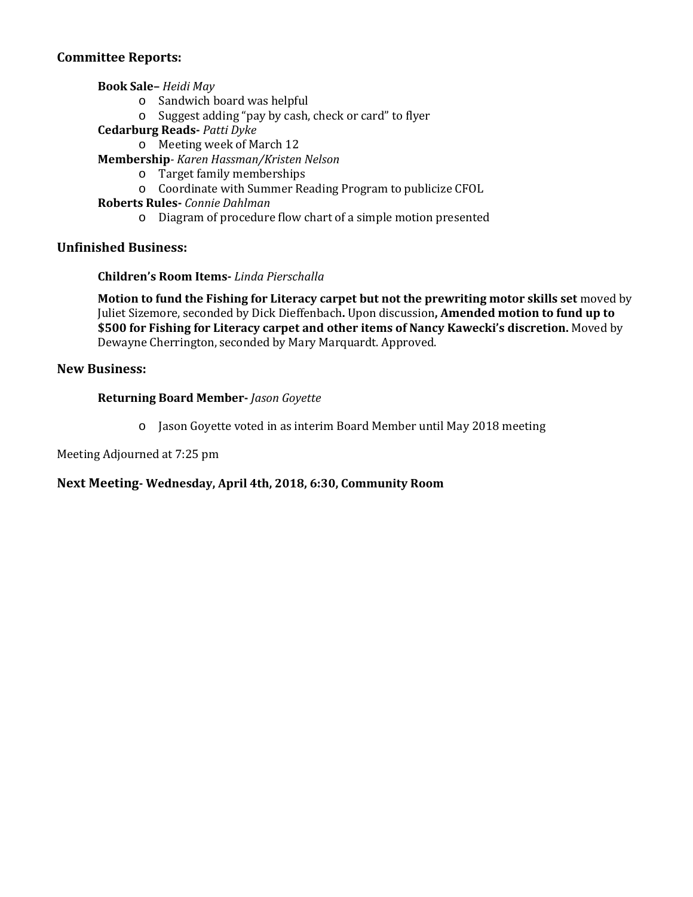## Committee Reports:

**Book Sale–** *Heidi May*

- Sandwich board was helpful
- Suggest adding "pay by cash, check or card" to flyer

**Cedarburg Reads-** *Patti Dyke*

- Meeting week of March 12

**Membership**- *Karen Hassman/Kristen Nelson*

- Target family memberships
- Coordinate with Summer Reading Program to publicize CFOL

**Roberts Rules-** *Connie Dahlman*

- Diagram of procedure flow chart of a simple motion presented

## Unfinished Business:

**Children's Room Items-** *Linda Pierschalla*

**Motion to fund the Fishing for Literacy carpet but not the prewriting motor skills set** moved by Juliet Sizemore, seconded by Dick Dieffenbach**.** Upon discussion**, Amended motion to fund up to $500 for Fishing for Literacy carpet and other items of Nancy Kawecki's discretion.** Moved by Dewayne Cherrington, seconded by Mary Marquardt. Approved.

## New Business:

**Returning Board Member-** *Jason Goyette*

- Jason Goyette voted in as interim Board Member until May 2018 meeting

Meeting Adjourned at 7:25 pm

**Next Meeting- Wednesday, April 4th, 2018, 6:30, Community Room**